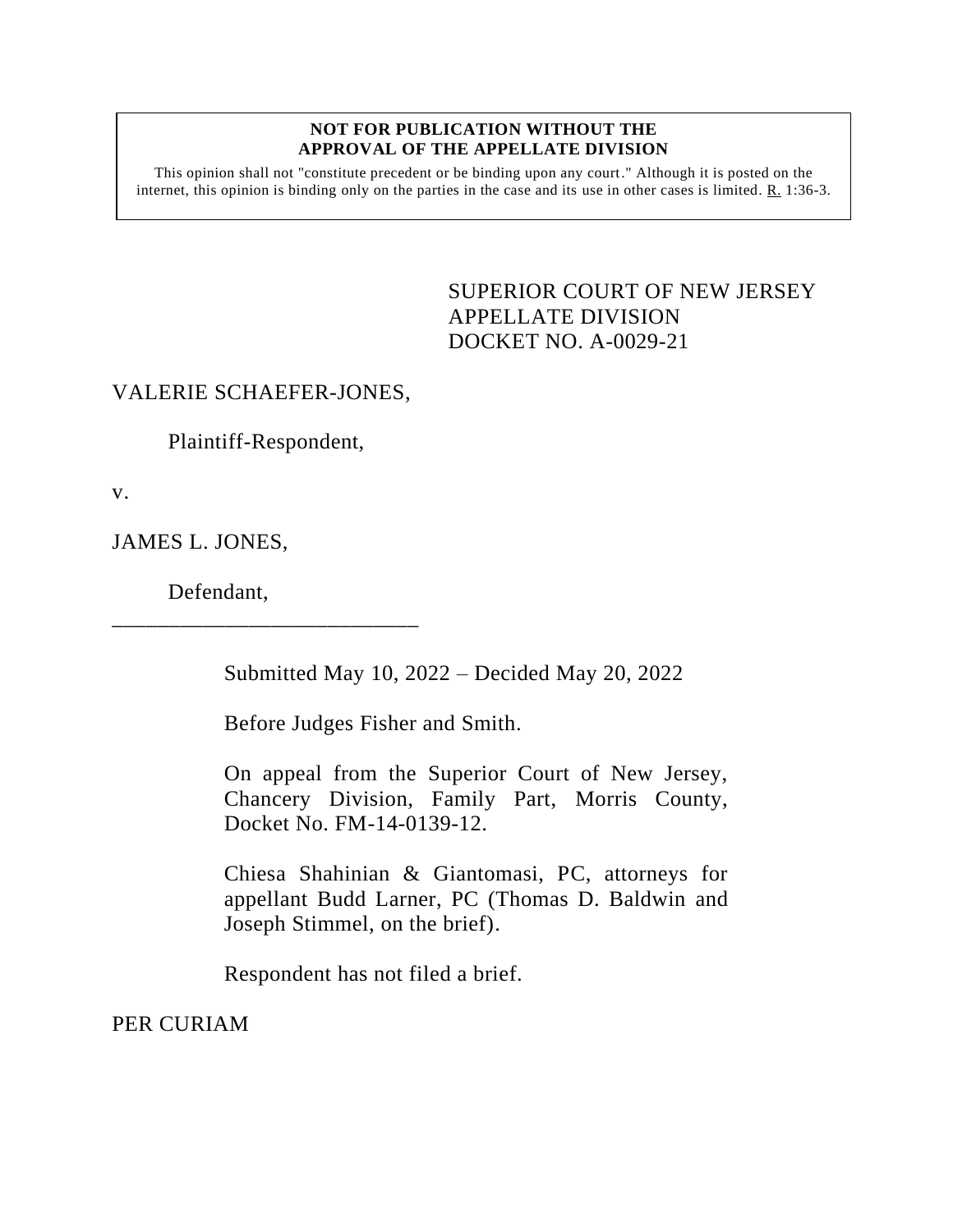**NOT FOR PUBLICATION WITHOUT THE APPROVAL OF THE APPELLATE DIVISION**

This opinion shall not "constitute precedent or be binding upon any court." Although it is posted on the internet, this opinion is binding only on the parties in the case and its use in other cases is limited. R. 1:36-3.

SUPERIOR COURT OF NEW JERSEY
APPELLATE DIVISION
DOCKET NO. A-0029-21

VALERIE SCHAEFER-JONES,

Plaintiff-Respondent,

v.

JAMES L. JONES,

Defendant,

\_\_\_\_\_\_\_\_\_\_\_\_\_\_\_\_\_\_\_\_\_\_\_\_\_\_\_\_

Submitted May 10, 2022 – Decided May 20, 2022

Before Judges Fisher and Smith.

On appeal from the Superior Court of New Jersey, Chancery Division, Family Part, Morris County, Docket No. FM-14-0139-12.

Chiesa Shahinian & Giantomasi, PC, attorneys for appellant Budd Larner, PC (Thomas D. Baldwin and Joseph Stimmel, on the brief).

Respondent has not filed a brief.

PER CURIAM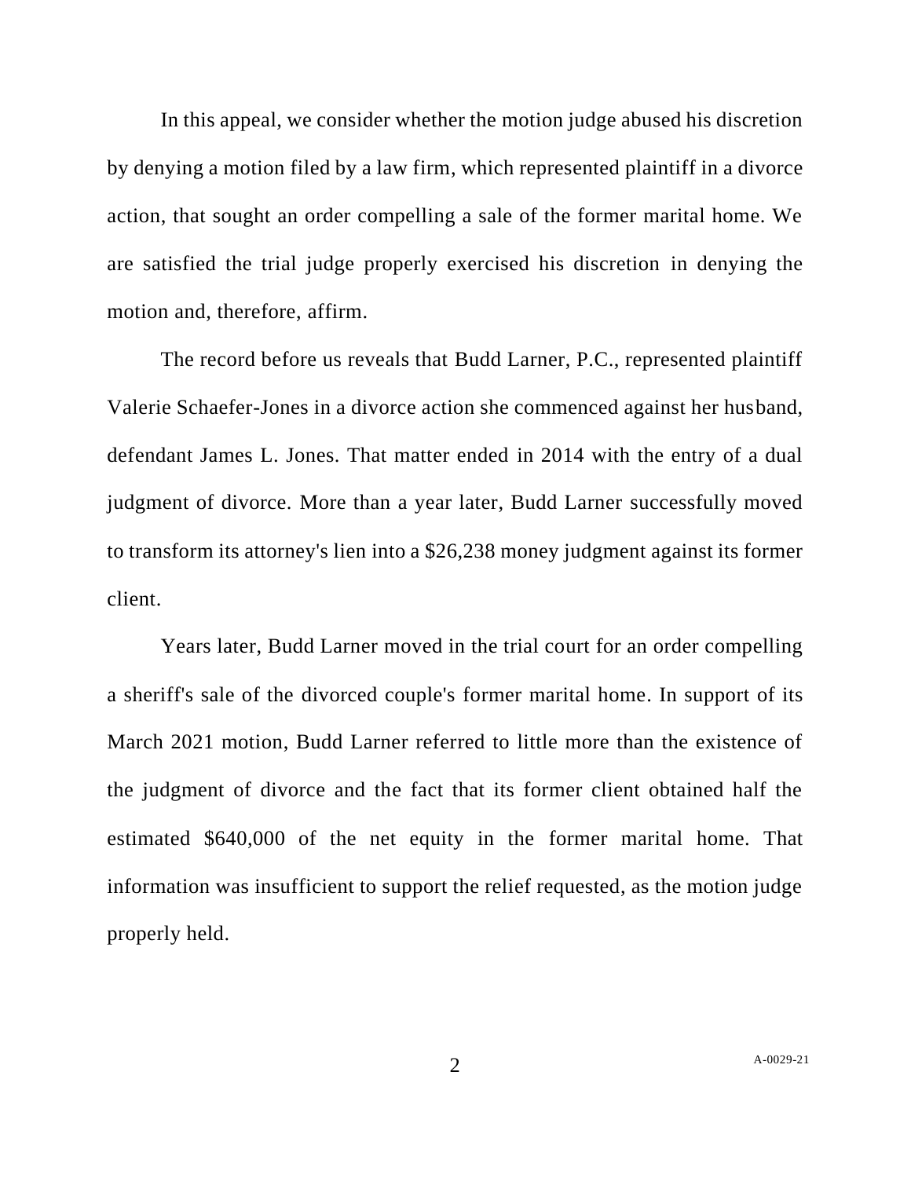In this appeal, we consider whether the motion judge abused his discretion by denying a motion filed by a law firm, which represented plaintiff in a divorce action, that sought an order compelling a sale of the former marital home. We are satisfied the trial judge properly exercised his discretion in denying the motion and, therefore, affirm.

The record before us reveals that Budd Larner, P.C., represented plaintiff Valerie Schaefer-Jones in a divorce action she commenced against her husband, defendant James L. Jones. That matter ended in 2014 with the entry of a dual judgment of divorce. More than a year later, Budd Larner successfully moved to transform its attorney's lien into a $26,238 money judgment against its former client.

Years later, Budd Larner moved in the trial court for an order compelling a sheriff's sale of the divorced couple's former marital home. In support of its March 2021 motion, Budd Larner referred to little more than the existence of the judgment of divorce and the fact that its former client obtained half the estimated $640,000 of the net equity in the former marital home. That information was insufficient to support the relief requested, as the motion judge properly held.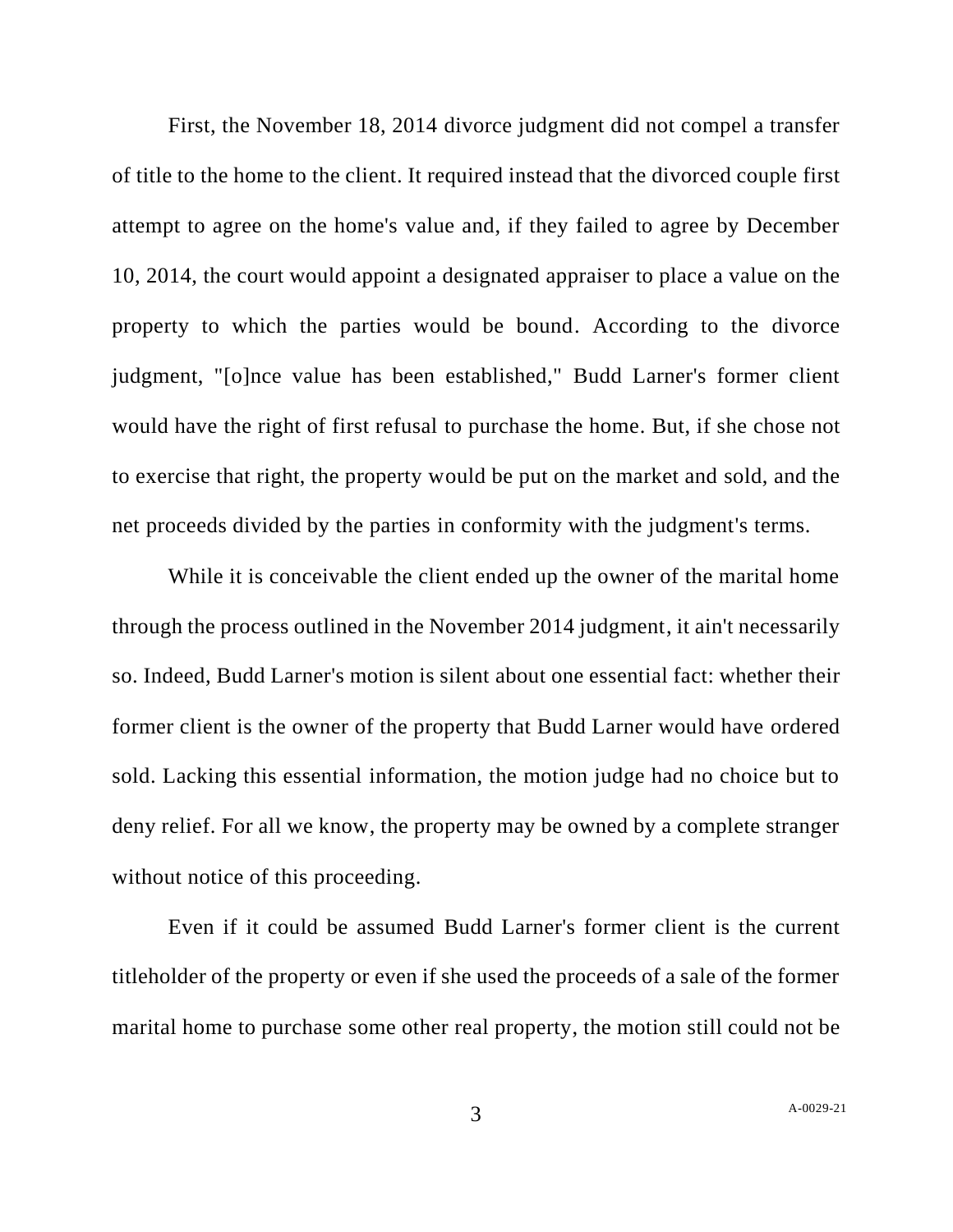First, the November 18, 2014 divorce judgment did not compel a transfer of title to the home to the client. It required instead that the divorced couple first attempt to agree on the home's value and, if they failed to agree by December 10, 2014, the court would appoint a designated appraiser to place a value on the property to which the parties would be bound. According to the divorce judgment, "[o]nce value has been established," Budd Larner's former client would have the right of first refusal to purchase the home. But, if she chose not to exercise that right, the property would be put on the market and sold, and the net proceeds divided by the parties in conformity with the judgment's terms.

While it is conceivable the client ended up the owner of the marital home through the process outlined in the November 2014 judgment, it ain't necessarily so. Indeed, Budd Larner's motion is silent about one essential fact: whether their former client is the owner of the property that Budd Larner would have ordered sold. Lacking this essential information, the motion judge had no choice but to deny relief. For all we know, the property may be owned by a complete stranger without notice of this proceeding.

Even if it could be assumed Budd Larner's former client is the current titleholder of the property or even if she used the proceeds of a sale of the former marital home to purchase some other real property, the motion still could not be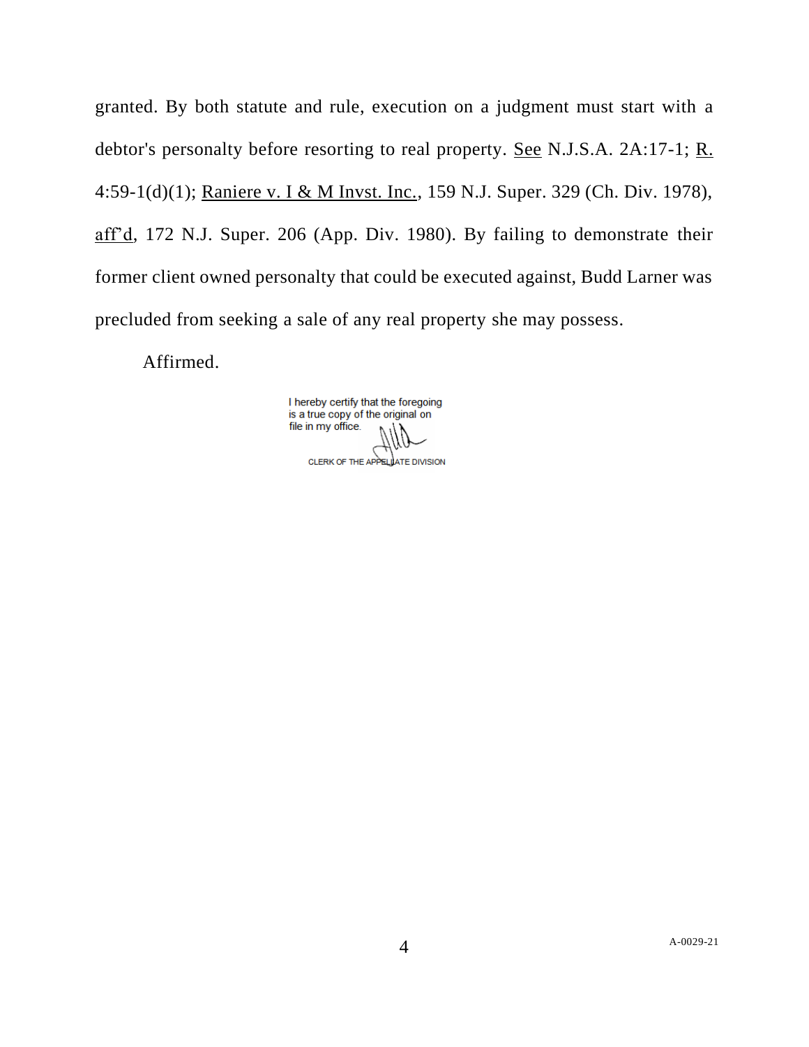granted. By both statute and rule, execution on a judgment must start with a debtor's personalty before resorting to real property. See N.J.S.A. 2A:17-1; R. 4:59-1(d)(1); Raniere v. I & M Invst. Inc., 159 N.J. Super. 329 (Ch. Div. 1978), aff'd, 172 N.J. Super. 206 (App. Div. 1980). By failing to demonstrate their former client owned personalty that could be executed against, Budd Larner was precluded from seeking a sale of any real property she may possess.

Affirmed.

I hereby certify that the foregoing is a true copy of the original on file in my office.

CLERK OF THE APPELLATE DIVISION